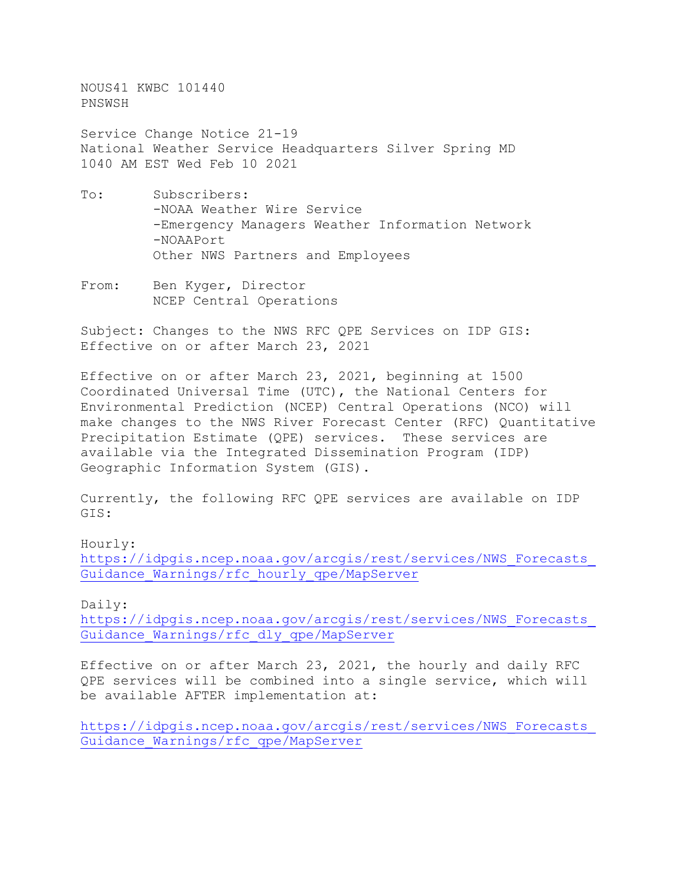NOUS41 KWBC 101440
PNSWSH

Service Change Notice 21-19
National Weather Service Headquarters Silver Spring MD
1040 AM EST Wed Feb 10 2021

To: Subscribers:
-NOAA Weather Wire Service
-Emergency Managers Weather Information Network
-NOAAPort
Other NWS Partners and Employees

From: Ben Kyger, Director
NCEP Central Operations

Subject: Changes to the NWS RFC QPE Services on IDP GIS:
Effective on or after March 23, 2021

Effective on or after March 23, 2021, beginning at 1500 Coordinated Universal Time (UTC), the National Centers for Environmental Prediction (NCEP) Central Operations (NCO) will make changes to the NWS River Forecast Center (RFC) Quantitative Precipitation Estimate (QPE) services. These services are available via the Integrated Dissemination Program (IDP) Geographic Information System (GIS).

Currently, the following RFC QPE services are available on IDP GIS:

Hourly:
https://idpgis.ncep.noaa.gov/arcgis/rest/services/NWS_Forecasts_Guidance_Warnings/rfc_hourly_qpe/MapServer

Daily:
https://idpgis.ncep.noaa.gov/arcgis/rest/services/NWS_Forecasts_Guidance_Warnings/rfc_dly_qpe/MapServer

Effective on or after March 23, 2021, the hourly and daily RFC QPE services will be combined into a single service, which will be available AFTER implementation at:

https://idpgis.ncep.noaa.gov/arcgis/rest/services/NWS_Forecasts_Guidance_Warnings/rfc_qpe/MapServer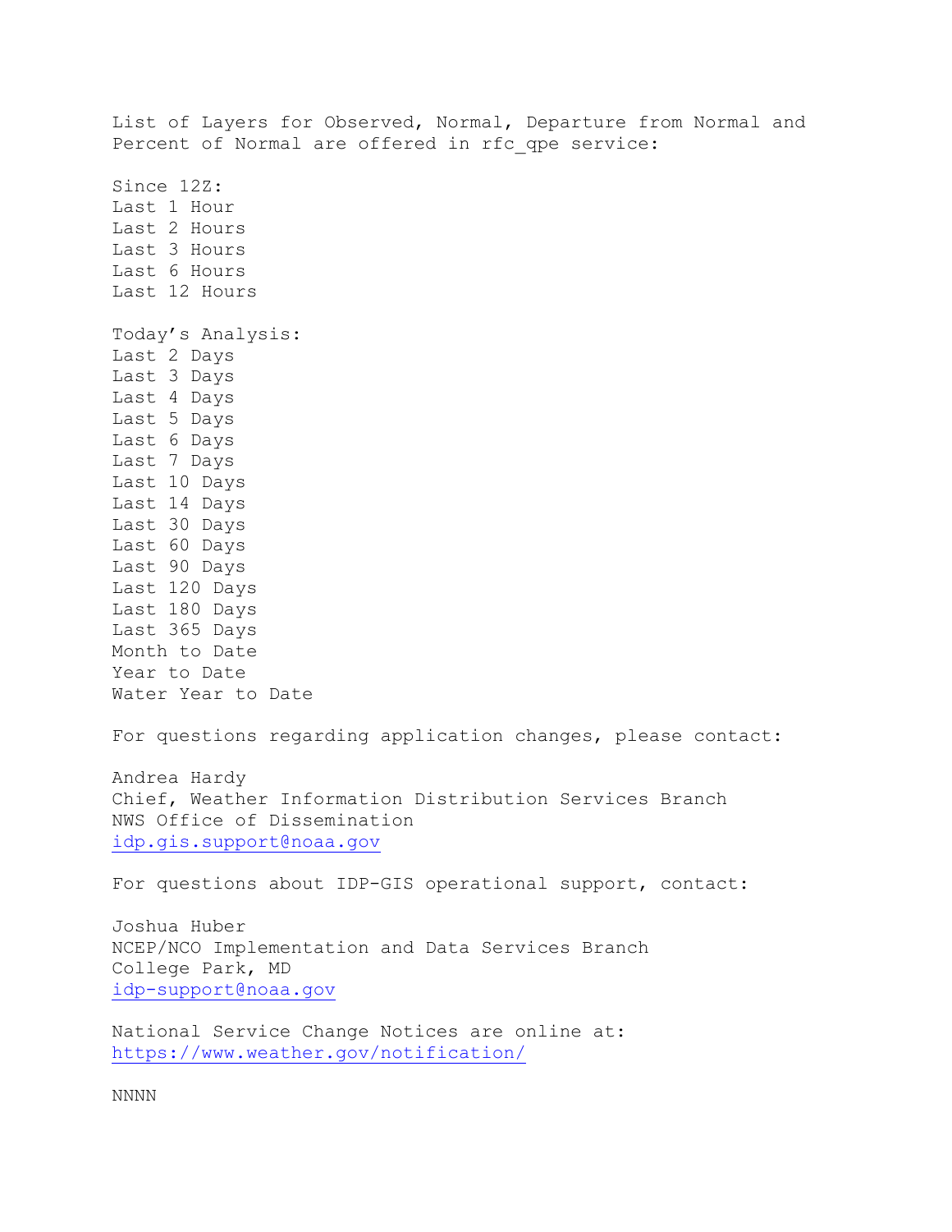List of Layers for Observed, Normal, Departure from Normal and Percent of Normal are offered in rfc_qpe service:

Since 12Z:  
Last 1 Hour  
Last 2 Hours  
Last 3 Hours  
Last 6 Hours  
Last 12 Hours

Today's Analysis:  
Last 2 Days  
Last 3 Days  
Last 4 Days  
Last 5 Days  
Last 6 Days  
Last 7 Days  
Last 10 Days  
Last 14 Days  
Last 30 Days  
Last 60 Days  
Last 90 Days  
Last 120 Days  
Last 180 Days  
Last 365 Days  
Month to Date  
Year to Date  
Water Year to Date

For questions regarding application changes, please contact:

Andrea Hardy  
Chief, Weather Information Distribution Services Branch  
NWS Office of Dissemination  
idp.gis.support@noaa.gov

For questions about IDP-GIS operational support, contact:

Joshua Huber  
NCEP/NCO Implementation and Data Services Branch  
College Park, MD  
idp-support@noaa.gov

National Service Change Notices are online at:  
https://www.weather.gov/notification/

NNNN